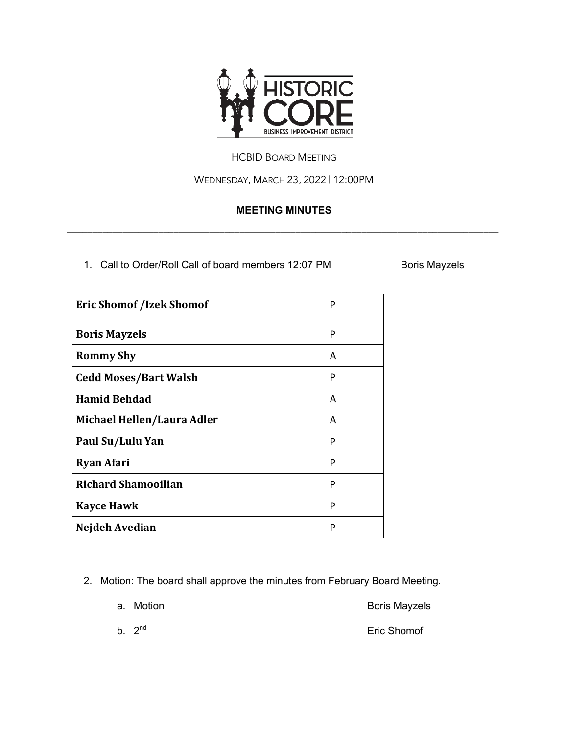HCBID BOARD MEETING

WEDNESDAY, MARCH 23, 2022 | 12:00PM

## MEETING MINUTES

1. Call to Order/Roll Call of board members 12:07 PM — Boris Mayzels

| | | |
|---|---|---|
| **Eric Shomof /Izek Shomof** | P | |
| **Boris Mayzels** | P | |
| **Rommy Shy** | A | |
| **Cedd Moses/Bart Walsh** | P | |
| **Hamid Behdad** | A | |
| **Michael Hellen/Laura Adler** | A | |
| **Paul Su/Lulu Yan** | P | |
| **Ryan Afari** | P | |
| **Richard Shamooilian** | P | |
| **Kayce Hawk** | P | |
| **Nejdeh Avedian** | P | |

2. Motion: The board shall approve the minutes from February Board Meeting.

   a. Motion — Boris Mayzels

   b. 2nd — Eric Shomof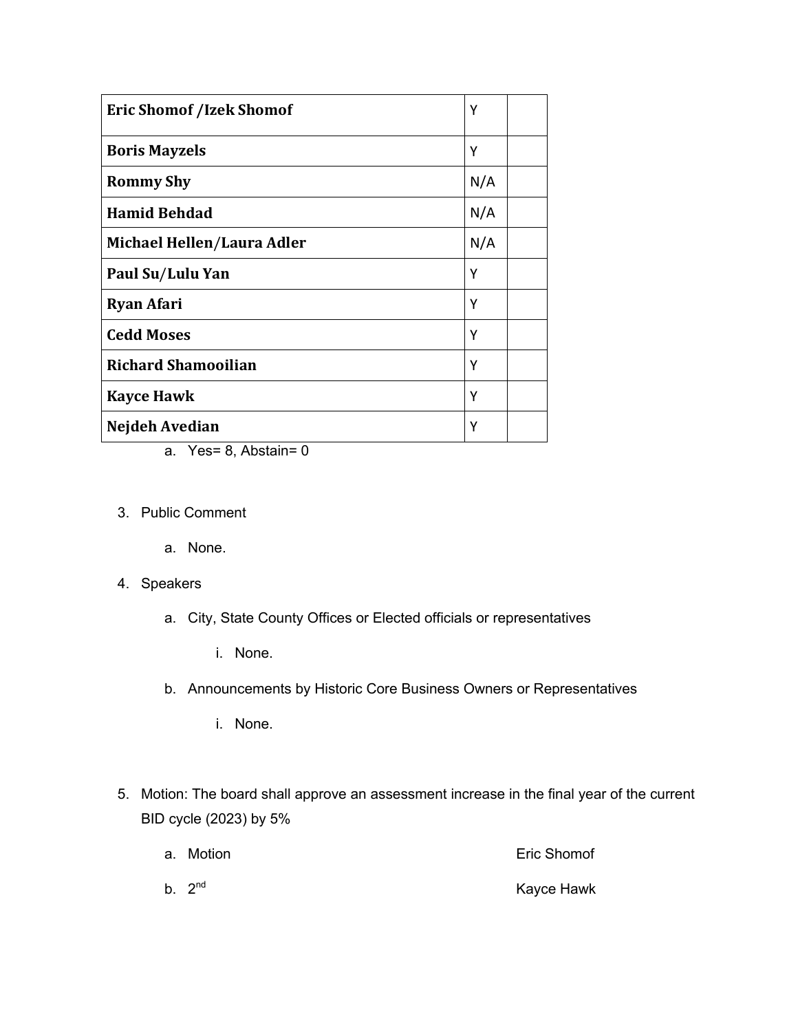| | | |
|---|---|---|
| **Eric Shomof /Izek Shomof** | Y | |
| **Boris Mayzels** | Y | |
| **Rommy Shy** | N/A | |
| **Hamid Behdad** | N/A | |
| **Michael Hellen/Laura Adler** | N/A | |
| **Paul Su/Lulu Yan** | Y | |
| **Ryan Afari** | Y | |
| **Cedd Moses** | Y | |
| **Richard Shamooilian** | Y | |
| **Kayce Hawk** | Y | |
| **Nejdeh Avedian** | Y | |

  a. Yes= 8, Abstain= 0

3. Public Comment
   a. None.
4. Speakers
   a. City, State County Offices or Elected officials or representatives
      i. None.
   b. Announcements by Historic Core Business Owners or Representatives
      i. None.
5. Motion: The board shall approve an assessment increase in the final year of the current BID cycle (2023) by 5%
   a. Motion — Eric Shomof
   b. 2nd — Kayce Hawk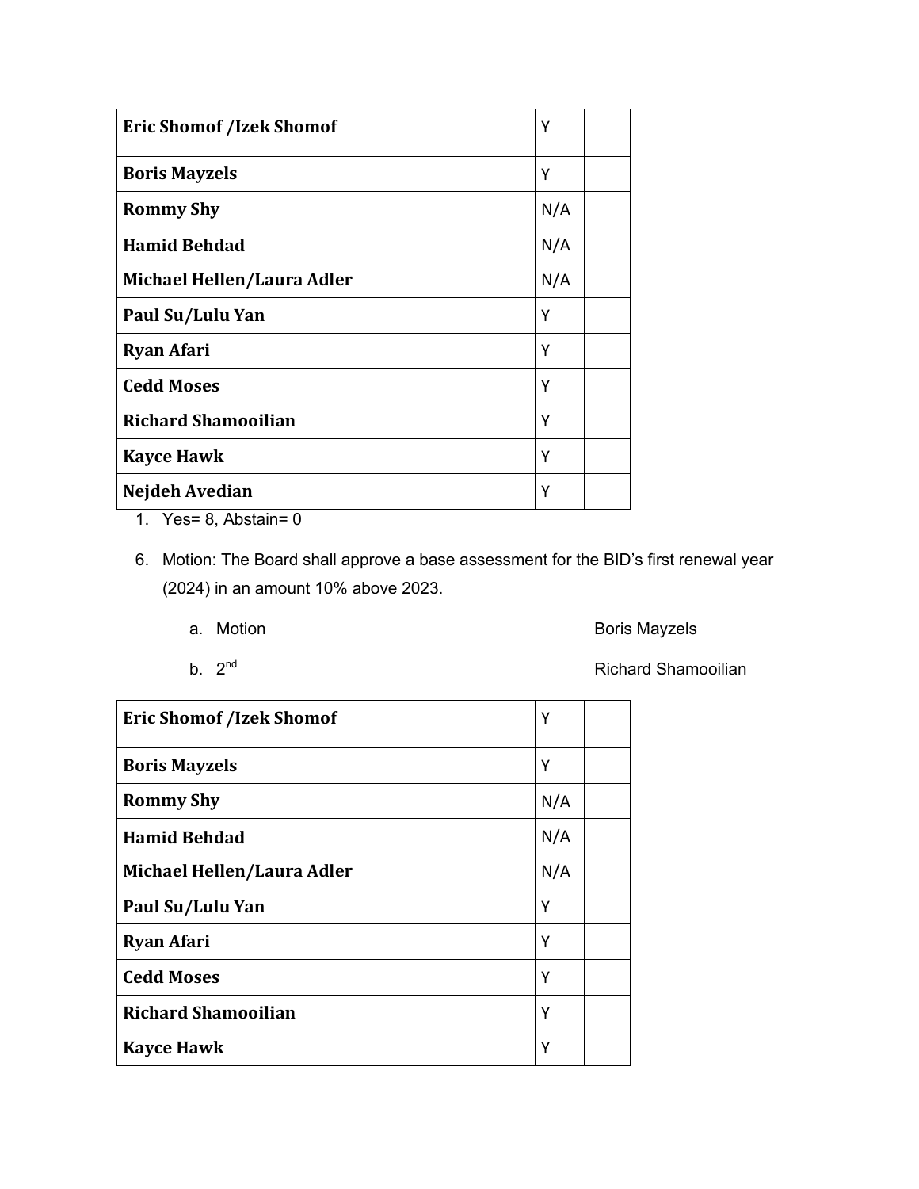| Eric Shomof /Izek Shomof | Y | |
|---|---|---|
| Boris Mayzels | Y | |
| Rommy Shy | N/A | |
| Hamid Behdad | N/A | |
| Michael Hellen/Laura Adler | N/A | |
| Paul Su/Lulu Yan | Y | |
| Ryan Afari | Y | |
| Cedd Moses | Y | |
| Richard Shamooilian | Y | |
| Kayce Hawk | Y | |
| Nejdeh Avedian | Y | |

1. Yes= 8, Abstain= 0

6. Motion: The Board shall approve a base assessment for the BID's first renewal year (2024) in an amount 10% above 2023.

   a. Motion — Boris Mayzels

   b. 2nd — Richard Shamooilian

| Eric Shomof /Izek Shomof | Y | |
|---|---|---|
| Boris Mayzels | Y | |
| Rommy Shy | N/A | |
| Hamid Behdad | N/A | |
| Michael Hellen/Laura Adler | N/A | |
| Paul Su/Lulu Yan | Y | |
| Ryan Afari | Y | |
| Cedd Moses | Y | |
| Richard Shamooilian | Y | |
| Kayce Hawk | Y | |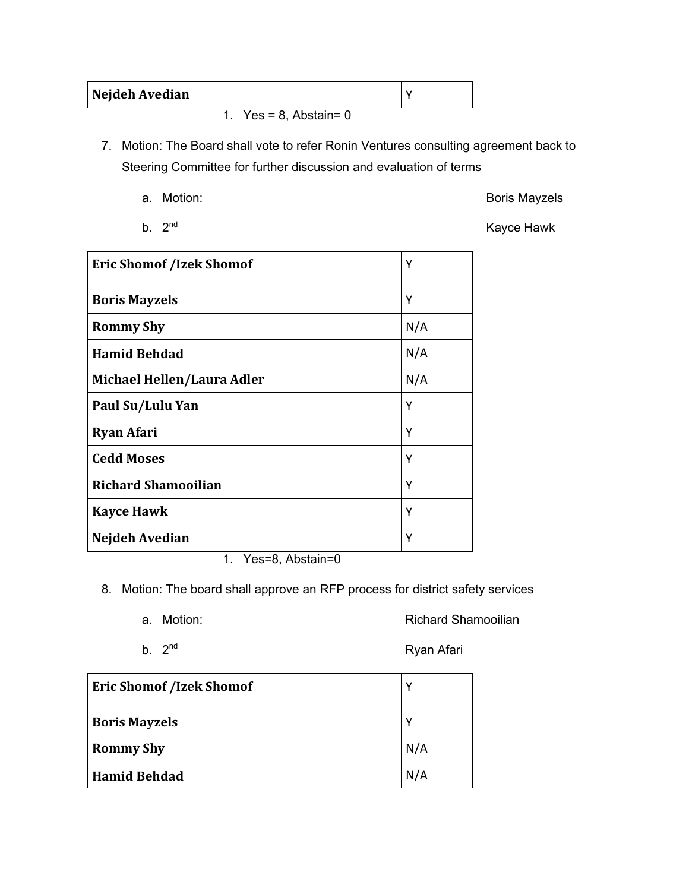| Nejdeh Avedian | Y | |
|---|---|---|

1. Yes = 8, Abstain= 0

7. Motion: The Board shall vote to refer Ronin Ventures consulting agreement back to Steering Committee for further discussion and evaluation of terms

   a. Motion: Boris Mayzels

   b. 2nd Kayce Hawk

| Eric Shomof /Izek Shomof | Y | |
|---|---|---|
| Boris Mayzels | Y | |
| Rommy Shy | N/A | |
| Hamid Behdad | N/A | |
| Michael Hellen/Laura Adler | N/A | |
| Paul Su/Lulu Yan | Y | |
| Ryan Afari | Y | |
| Cedd Moses | Y | |
| Richard Shamooilian | Y | |
| Kayce Hawk | Y | |
| Nejdeh Avedian | Y | |

1. Yes=8, Abstain=0

8. Motion: The board shall approve an RFP process for district safety services

   a. Motion: Richard Shamooilian

   b. 2nd Ryan Afari

| Eric Shomof /Izek Shomof | Y | |
|---|---|---|
| Boris Mayzels | Y | |
| Rommy Shy | N/A | |
| Hamid Behdad | N/A | |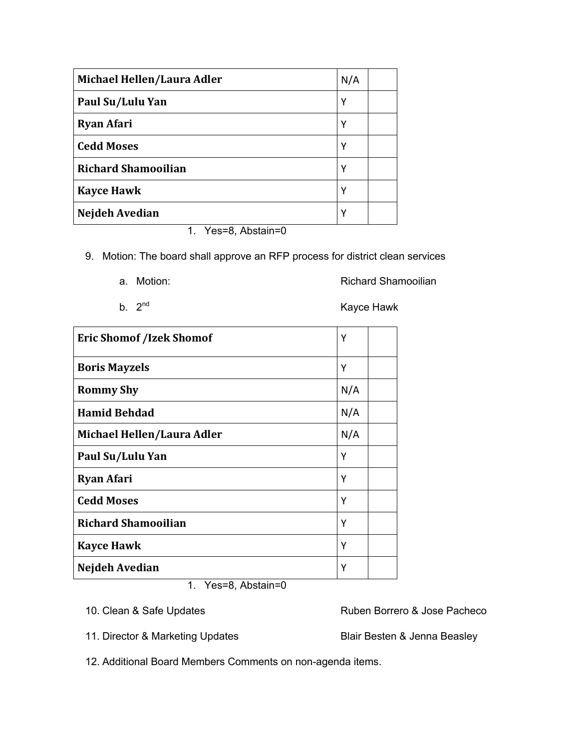| Michael Hellen/Laura Adler | N/A | |
|---|---|---|
| Paul Su/Lulu Yan | Y | |
| Ryan Afari | Y | |
| Cedd Moses | Y | |
| Richard Shamooilian | Y | |
| Kayce Hawk | Y | |
| Nejdeh Avedian | Y | |

1. Yes=8, Abstain=0

9. Motion: The board shall approve an RFP process for district clean services
   a. Motion: Richard Shamooilian
   b. 2nd Kayce Hawk

| Eric Shomof /Izek Shomof | Y | |
|---|---|---|
| Boris Mayzels | Y | |
| Rommy Shy | N/A | |
| Hamid Behdad | N/A | |
| Michael Hellen/Laura Adler | N/A | |
| Paul Su/Lulu Yan | Y | |
| Ryan Afari | Y | |
| Cedd Moses | Y | |
| Richard Shamooilian | Y | |
| Kayce Hawk | Y | |
| Nejdeh Avedian | Y | |

1. Yes=8, Abstain=0

10. Clean & Safe Updates — Ruben Borrero & Jose Pacheco

11. Director & Marketing Updates — Blair Besten & Jenna Beasley

12. Additional Board Members Comments on non-agenda items.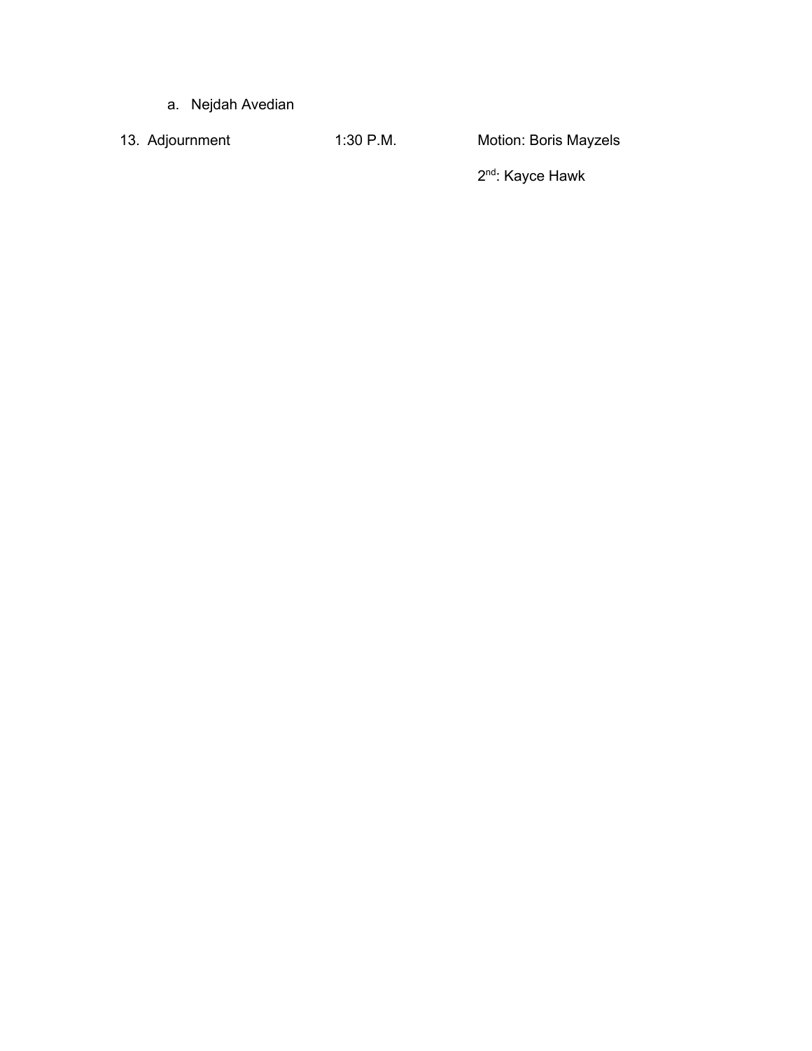a. Nejdah Avedian

13. Adjournment 1:30 P.M. Motion: Boris Mayzels

2nd: Kayce Hawk